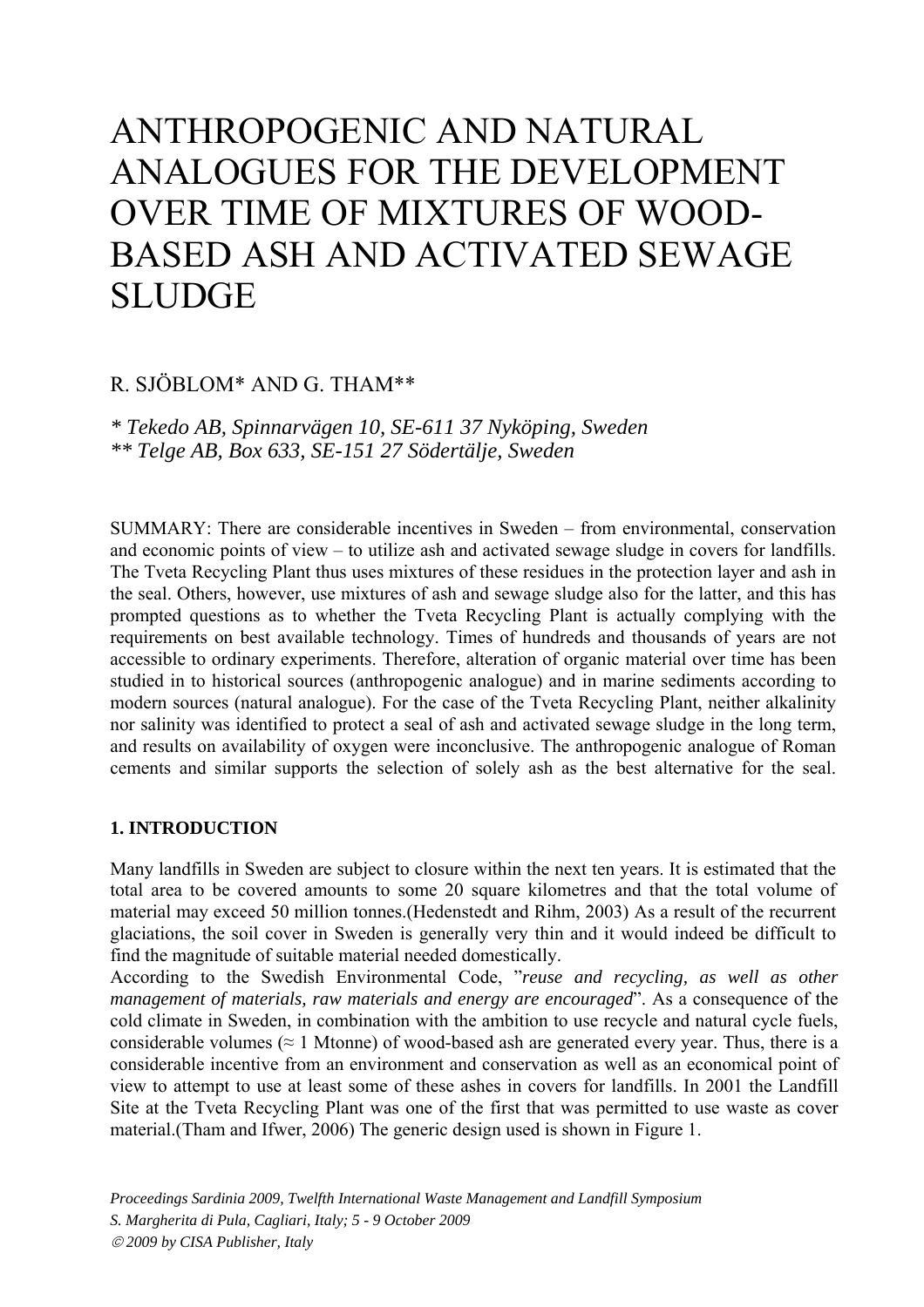# ANTHROPOGENIC AND NATURAL ANALOGUES FOR THE DEVELOPMENT OVER TIME OF MIXTURES OF WOOD-BASED ASH AND ACTIVATED SEWAGE SLUDGE

R. SJÖBLOM* AND G. THAM**

*\* Tekedo AB, Spinnarvägen 10, SE-611 37 Nyköping, Sweden*
*\*\* Telge AB, Box 633, SE-151 27 Södertälje, Sweden*

SUMMARY: There are considerable incentives in Sweden – from environmental, conservation and economic points of view – to utilize ash and activated sewage sludge in covers for landfills. The Tveta Recycling Plant thus uses mixtures of these residues in the protection layer and ash in the seal. Others, however, use mixtures of ash and sewage sludge also for the latter, and this has prompted questions as to whether the Tveta Recycling Plant is actually complying with the requirements on best available technology. Times of hundreds and thousands of years are not accessible to ordinary experiments. Therefore, alteration of organic material over time has been studied in to historical sources (anthropogenic analogue) and in marine sediments according to modern sources (natural analogue). For the case of the Tveta Recycling Plant, neither alkalinity nor salinity was identified to protect a seal of ash and activated sewage sludge in the long term, and results on availability of oxygen were inconclusive. The anthropogenic analogue of Roman cements and similar supports the selection of solely ash as the best alternative for the seal.

## 1. INTRODUCTION

Many landfills in Sweden are subject to closure within the next ten years. It is estimated that the total area to be covered amounts to some 20 square kilometres and that the total volume of material may exceed 50 million tonnes.(Hedenstedt and Rihm, 2003) As a result of the recurrent glaciations, the soil cover in Sweden is generally very thin and it would indeed be difficult to find the magnitude of suitable material needed domestically.
According to the Swedish Environmental Code, "*reuse and recycling, as well as other management of materials, raw materials and energy are encouraged*". As a consequence of the cold climate in Sweden, in combination with the ambition to use recycle and natural cycle fuels, considerable volumes (≈ 1 Mtonne) of wood-based ash are generated every year. Thus, there is a considerable incentive from an environment and conservation as well as an economical point of view to attempt to use at least some of these ashes in covers for landfills. In 2001 the Landfill Site at the Tveta Recycling Plant was one of the first that was permitted to use waste as cover material.(Tham and Ifwer, 2006) The generic design used is shown in Figure 1.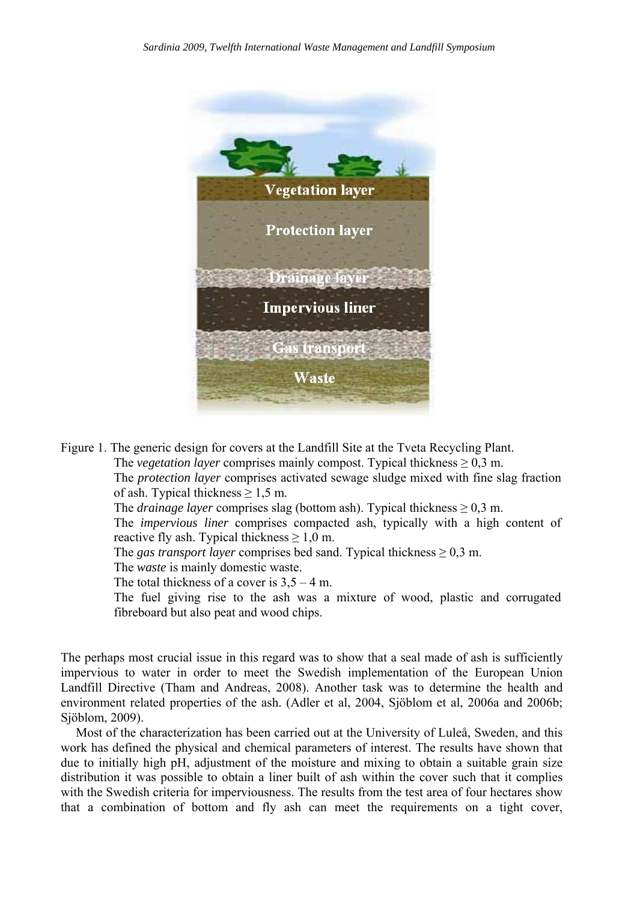Figure 1. The generic design for covers at the Landfill Site at the Tveta Recycling Plant.

The *vegetation layer* comprises mainly compost. Typical thickness ≥ 0,3 m.

The *protection layer* comprises activated sewage sludge mixed with fine slag fraction of ash. Typical thickness ≥ 1,5 m.

The *drainage layer* comprises slag (bottom ash). Typical thickness ≥ 0,3 m.

The *impervious liner* comprises compacted ash, typically with a high content of reactive fly ash. Typical thickness ≥ 1,0 m.

The *gas transport layer* comprises bed sand. Typical thickness ≥ 0,3 m.

The *waste* is mainly domestic waste.

The total thickness of a cover is 3,5 – 4 m.

The fuel giving rise to the ash was a mixture of wood, plastic and corrugated fibreboard but also peat and wood chips.

The perhaps most crucial issue in this regard was to show that a seal made of ash is sufficiently impervious to water in order to meet the Swedish implementation of the European Union Landfill Directive (Tham and Andreas, 2008). Another task was to determine the health and environment related properties of the ash. (Adler et al, 2004, Sjöblom et al, 2006a and 2006b; Sjöblom, 2009).

Most of the characterization has been carried out at the University of Luleå, Sweden, and this work has defined the physical and chemical parameters of interest. The results have shown that due to initially high pH, adjustment of the moisture and mixing to obtain a suitable grain size distribution it was possible to obtain a liner built of ash within the cover such that it complies with the Swedish criteria for imperviousness. The results from the test area of four hectares show that a combination of bottom and fly ash can meet the requirements on a tight cover,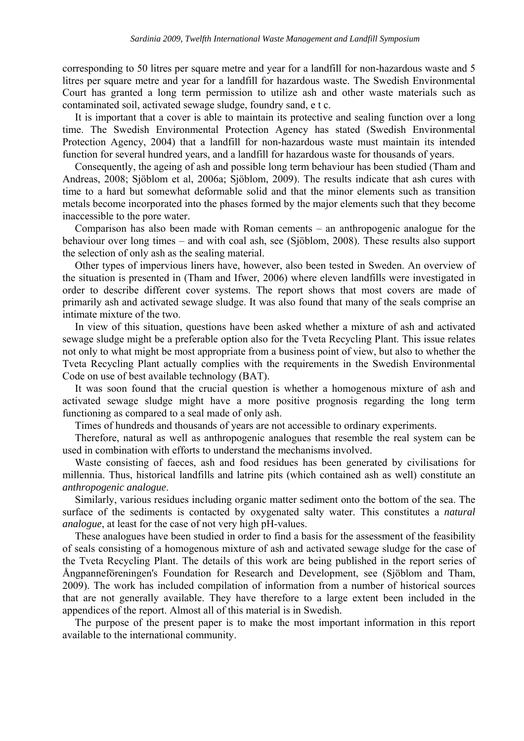corresponding to 50 litres per square metre and year for a landfill for non-hazardous waste and 5 litres per square metre and year for a landfill for hazardous waste. The Swedish Environmental Court has granted a long term permission to utilize ash and other waste materials such as contaminated soil, activated sewage sludge, foundry sand, e t c.

It is important that a cover is able to maintain its protective and sealing function over a long time. The Swedish Environmental Protection Agency has stated (Swedish Environmental Protection Agency, 2004) that a landfill for non-hazardous waste must maintain its intended function for several hundred years, and a landfill for hazardous waste for thousands of years.

Consequently, the ageing of ash and possible long term behaviour has been studied (Tham and Andreas, 2008; Sjöblom et al, 2006a; Sjöblom, 2009). The results indicate that ash cures with time to a hard but somewhat deformable solid and that the minor elements such as transition metals become incorporated into the phases formed by the major elements such that they become inaccessible to the pore water.

Comparison has also been made with Roman cements – an anthropogenic analogue for the behaviour over long times – and with coal ash, see (Sjöblom, 2008). These results also support the selection of only ash as the sealing material.

Other types of impervious liners have, however, also been tested in Sweden. An overview of the situation is presented in (Tham and Ifwer, 2006) where eleven landfills were investigated in order to describe different cover systems. The report shows that most covers are made of primarily ash and activated sewage sludge. It was also found that many of the seals comprise an intimate mixture of the two.

In view of this situation, questions have been asked whether a mixture of ash and activated sewage sludge might be a preferable option also for the Tveta Recycling Plant. This issue relates not only to what might be most appropriate from a business point of view, but also to whether the Tveta Recycling Plant actually complies with the requirements in the Swedish Environmental Code on use of best available technology (BAT).

It was soon found that the crucial question is whether a homogenous mixture of ash and activated sewage sludge might have a more positive prognosis regarding the long term functioning as compared to a seal made of only ash.

Times of hundreds and thousands of years are not accessible to ordinary experiments.

Therefore, natural as well as anthropogenic analogues that resemble the real system can be used in combination with efforts to understand the mechanisms involved.

Waste consisting of faeces, ash and food residues has been generated by civilisations for millennia. Thus, historical landfills and latrine pits (which contained ash as well) constitute an *anthropogenic analogue*.

Similarly, various residues including organic matter sediment onto the bottom of the sea. The surface of the sediments is contacted by oxygenated salty water. This constitutes a *natural analogue*, at least for the case of not very high pH-values.

These analogues have been studied in order to find a basis for the assessment of the feasibility of seals consisting of a homogenous mixture of ash and activated sewage sludge for the case of the Tveta Recycling Plant. The details of this work are being published in the report series of Ångpanneföreningen's Foundation for Research and Development, see (Sjöblom and Tham, 2009). The work has included compilation of information from a number of historical sources that are not generally available. They have therefore to a large extent been included in the appendices of the report. Almost all of this material is in Swedish.

The purpose of the present paper is to make the most important information in this report available to the international community.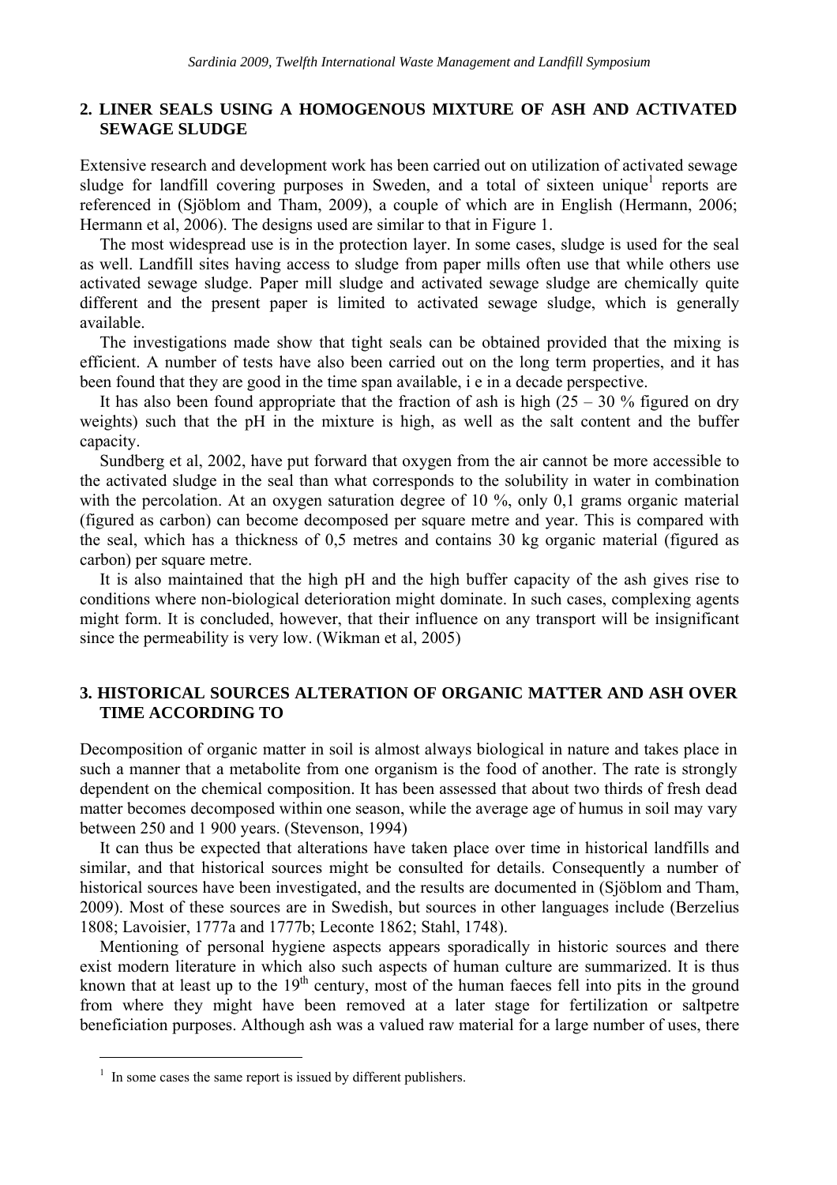## 2. LINER SEALS USING A HOMOGENOUS MIXTURE OF ASH AND ACTIVATED SEWAGE SLUDGE

Extensive research and development work has been carried out on utilization of activated sewage sludge for landfill covering purposes in Sweden, and a total of sixteen unique[1] reports are referenced in (Sjöblom and Tham, 2009), a couple of which are in English (Hermann, 2006; Hermann et al, 2006). The designs used are similar to that in Figure 1.

The most widespread use is in the protection layer. In some cases, sludge is used for the seal as well. Landfill sites having access to sludge from paper mills often use that while others use activated sewage sludge. Paper mill sludge and activated sewage sludge are chemically quite different and the present paper is limited to activated sewage sludge, which is generally available.

The investigations made show that tight seals can be obtained provided that the mixing is efficient. A number of tests have also been carried out on the long term properties, and it has been found that they are good in the time span available, i e in a decade perspective.

It has also been found appropriate that the fraction of ash is high (25 – 30 % figured on dry weights) such that the pH in the mixture is high, as well as the salt content and the buffer capacity.

Sundberg et al, 2002, have put forward that oxygen from the air cannot be more accessible to the activated sludge in the seal than what corresponds to the solubility in water in combination with the percolation. At an oxygen saturation degree of 10 %, only 0,1 grams organic material (figured as carbon) can become decomposed per square metre and year. This is compared with the seal, which has a thickness of 0,5 metres and contains 30 kg organic material (figured as carbon) per square metre.

It is also maintained that the high pH and the high buffer capacity of the ash gives rise to conditions where non-biological deterioration might dominate. In such cases, complexing agents might form. It is concluded, however, that their influence on any transport will be insignificant since the permeability is very low. (Wikman et al, 2005)

## 3. HISTORICAL SOURCES ALTERATION OF ORGANIC MATTER AND ASH OVER TIME ACCORDING TO

Decomposition of organic matter in soil is almost always biological in nature and takes place in such a manner that a metabolite from one organism is the food of another. The rate is strongly dependent on the chemical composition. It has been assessed that about two thirds of fresh dead matter becomes decomposed within one season, while the average age of humus in soil may vary between 250 and 1 900 years. (Stevenson, 1994)

It can thus be expected that alterations have taken place over time in historical landfills and similar, and that historical sources might be consulted for details. Consequently a number of historical sources have been investigated, and the results are documented in (Sjöblom and Tham, 2009). Most of these sources are in Swedish, but sources in other languages include (Berzelius 1808; Lavoisier, 1777a and 1777b; Leconte 1862; Stahl, 1748).

Mentioning of personal hygiene aspects appears sporadically in historic sources and there exist modern literature in which also such aspects of human culture are summarized. It is thus known that at least up to the 19th century, most of the human faeces fell into pits in the ground from where they might have been removed at a later stage for fertilization or saltpetre beneficiation purposes. Although ash was a valued raw material for a large number of uses, there

[1] In some cases the same report is issued by different publishers.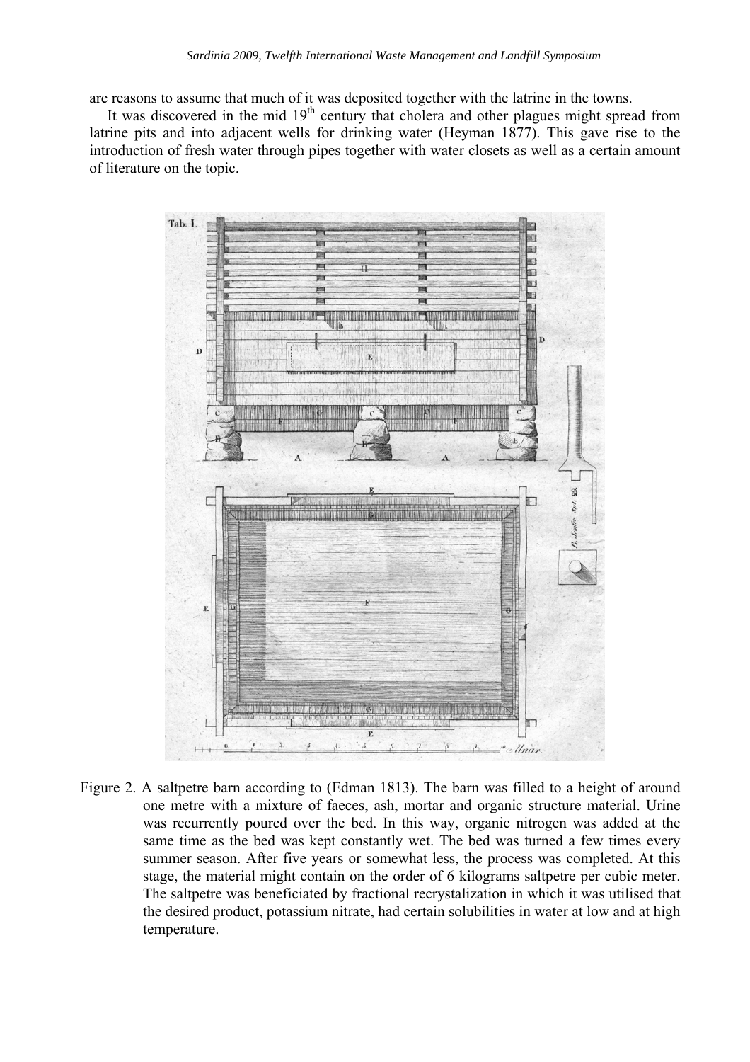are reasons to assume that much of it was deposited together with the latrine in the towns.

It was discovered in the mid 19th century that cholera and other plagues might spread from latrine pits and into adjacent wells for drinking water (Heyman 1877). This gave rise to the introduction of fresh water through pipes together with water closets as well as a certain amount of literature on the topic.

Figure 2. A saltpetre barn according to (Edman 1813). The barn was filled to a height of around one metre with a mixture of faeces, ash, mortar and organic structure material. Urine was recurrently poured over the bed. In this way, organic nitrogen was added at the same time as the bed was kept constantly wet. The bed was turned a few times every summer season. After five years or somewhat less, the process was completed. At this stage, the material might contain on the order of 6 kilograms saltpetre per cubic meter. The saltpetre was beneficiated by fractional recrystalization in which it was utilised that the desired product, potassium nitrate, had certain solubilities in water at low and at high temperature.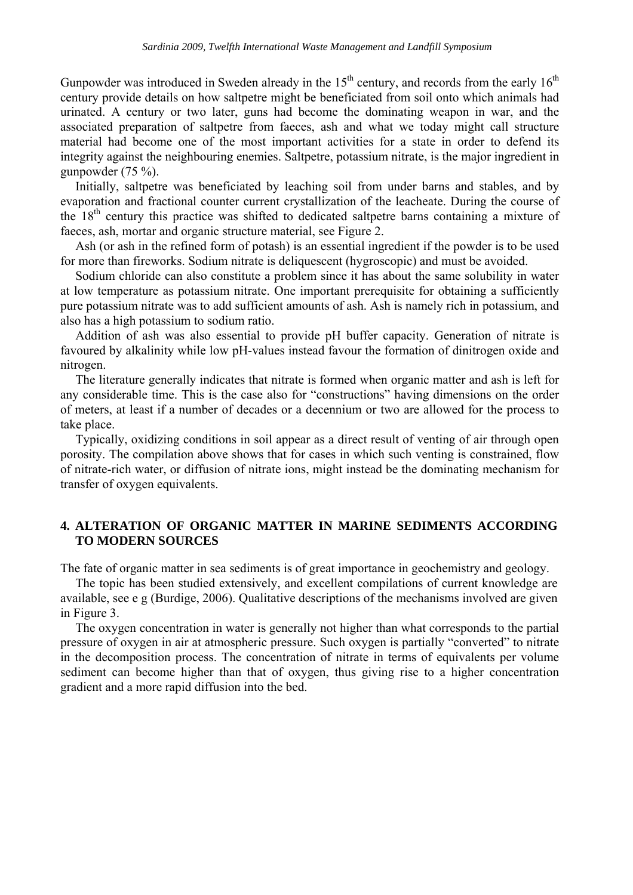Gunpowder was introduced in Sweden already in the 15th century, and records from the early 16th century provide details on how saltpetre might be beneficiated from soil onto which animals had urinated. A century or two later, guns had become the dominating weapon in war, and the associated preparation of saltpetre from faeces, ash and what we today might call structure material had become one of the most important activities for a state in order to defend its integrity against the neighbouring enemies. Saltpetre, potassium nitrate, is the major ingredient in gunpowder (75 %).

Initially, saltpetre was beneficiated by leaching soil from under barns and stables, and by evaporation and fractional counter current crystallization of the leacheate. During the course of the 18th century this practice was shifted to dedicated saltpetre barns containing a mixture of faeces, ash, mortar and organic structure material, see Figure 2.

Ash (or ash in the refined form of potash) is an essential ingredient if the powder is to be used for more than fireworks. Sodium nitrate is deliquescent (hygroscopic) and must be avoided.

Sodium chloride can also constitute a problem since it has about the same solubility in water at low temperature as potassium nitrate. One important prerequisite for obtaining a sufficiently pure potassium nitrate was to add sufficient amounts of ash. Ash is namely rich in potassium, and also has a high potassium to sodium ratio.

Addition of ash was also essential to provide pH buffer capacity. Generation of nitrate is favoured by alkalinity while low pH-values instead favour the formation of dinitrogen oxide and nitrogen.

The literature generally indicates that nitrate is formed when organic matter and ash is left for any considerable time. This is the case also for "constructions" having dimensions on the order of meters, at least if a number of decades or a decennium or two are allowed for the process to take place.

Typically, oxidizing conditions in soil appear as a direct result of venting of air through open porosity. The compilation above shows that for cases in which such venting is constrained, flow of nitrate-rich water, or diffusion of nitrate ions, might instead be the dominating mechanism for transfer of oxygen equivalents.

## 4. ALTERATION OF ORGANIC MATTER IN MARINE SEDIMENTS ACCORDING TO MODERN SOURCES

The fate of organic matter in sea sediments is of great importance in geochemistry and geology.

The topic has been studied extensively, and excellent compilations of current knowledge are available, see e g (Burdige, 2006). Qualitative descriptions of the mechanisms involved are given in Figure 3.

The oxygen concentration in water is generally not higher than what corresponds to the partial pressure of oxygen in air at atmospheric pressure. Such oxygen is partially "converted" to nitrate in the decomposition process. The concentration of nitrate in terms of equivalents per volume sediment can become higher than that of oxygen, thus giving rise to a higher concentration gradient and a more rapid diffusion into the bed.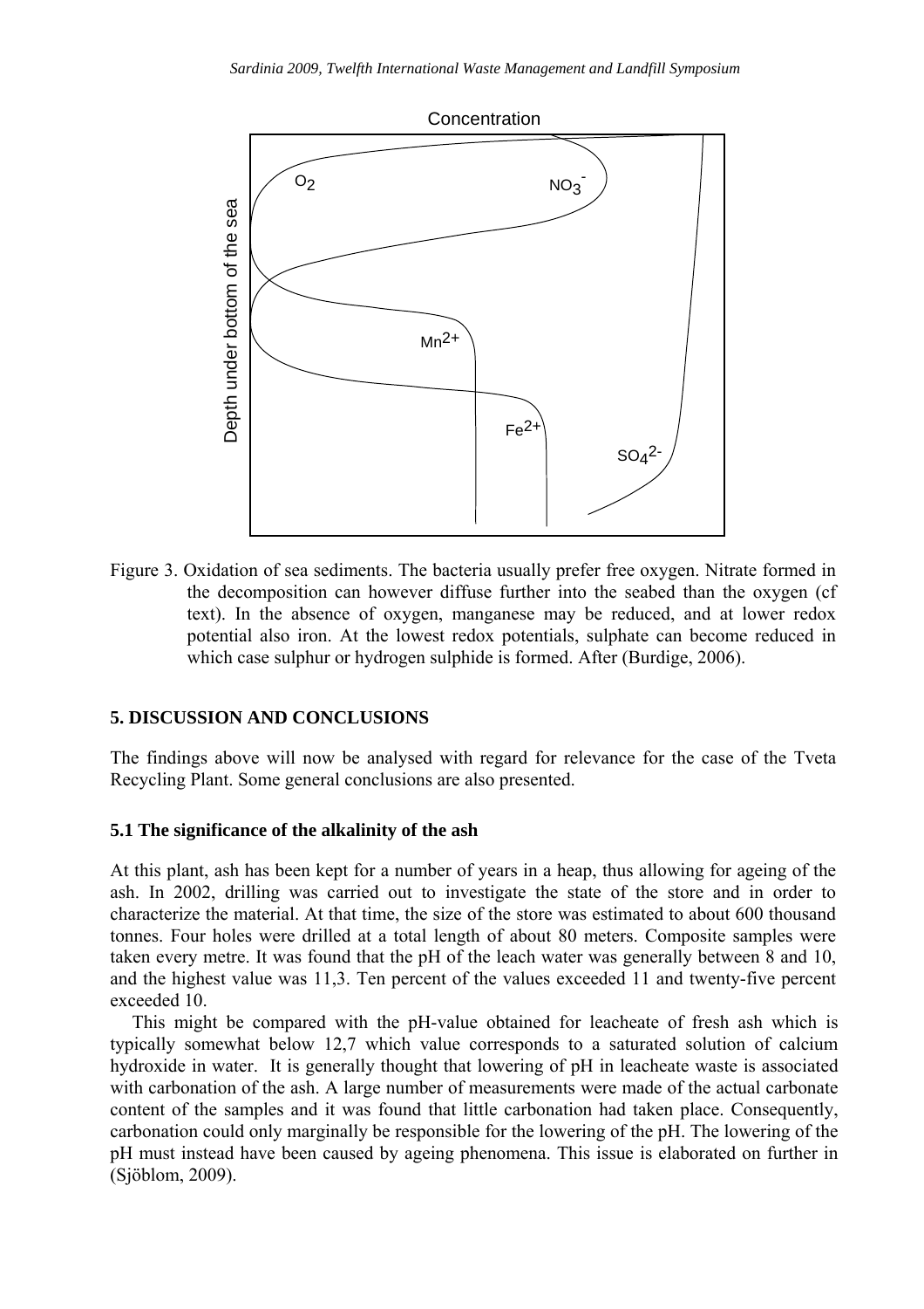Figure 3. Oxidation of sea sediments. The bacteria usually prefer free oxygen. Nitrate formed in the decomposition can however diffuse further into the seabed than the oxygen (cf text). In the absence of oxygen, manganese may be reduced, and at lower redox potential also iron. At the lowest redox potentials, sulphate can become reduced in which case sulphur or hydrogen sulphide is formed. After (Burdige, 2006).

## 5. DISCUSSION AND CONCLUSIONS

The findings above will now be analysed with regard for relevance for the case of the Tveta Recycling Plant. Some general conclusions are also presented.

### 5.1 The significance of the alkalinity of the ash

At this plant, ash has been kept for a number of years in a heap, thus allowing for ageing of the ash. In 2002, drilling was carried out to investigate the state of the store and in order to characterize the material. At that time, the size of the store was estimated to about 600 thousand tonnes. Four holes were drilled at a total length of about 80 meters. Composite samples were taken every metre. It was found that the pH of the leach water was generally between 8 and 10, and the highest value was 11,3. Ten percent of the values exceeded 11 and twenty-five percent exceeded 10.

This might be compared with the pH-value obtained for leacheate of fresh ash which is typically somewhat below 12,7 which value corresponds to a saturated solution of calcium hydroxide in water. It is generally thought that lowering of pH in leacheate waste is associated with carbonation of the ash. A large number of measurements were made of the actual carbonate content of the samples and it was found that little carbonation had taken place. Consequently, carbonation could only marginally be responsible for the lowering of the pH. The lowering of the pH must instead have been caused by ageing phenomena. This issue is elaborated on further in (Sjöblom, 2009).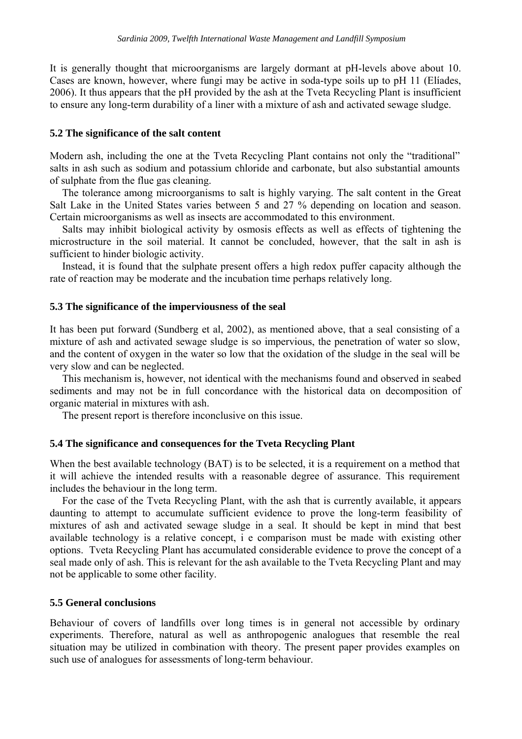It is generally thought that microorganisms are largely dormant at pH-levels above about 10. Cases are known, however, where fungi may be active in soda-type soils up to pH 11 (Elíades, 2006). It thus appears that the pH provided by the ash at the Tveta Recycling Plant is insufficient to ensure any long-term durability of a liner with a mixture of ash and activated sewage sludge.

### 5.2 The significance of the salt content

Modern ash, including the one at the Tveta Recycling Plant contains not only the "traditional" salts in ash such as sodium and potassium chloride and carbonate, but also substantial amounts of sulphate from the flue gas cleaning.

The tolerance among microorganisms to salt is highly varying. The salt content in the Great Salt Lake in the United States varies between 5 and 27 % depending on location and season. Certain microorganisms as well as insects are accommodated to this environment.

Salts may inhibit biological activity by osmosis effects as well as effects of tightening the microstructure in the soil material. It cannot be concluded, however, that the salt in ash is sufficient to hinder biologic activity.

Instead, it is found that the sulphate present offers a high redox puffer capacity although the rate of reaction may be moderate and the incubation time perhaps relatively long.

### 5.3 The significance of the imperviousness of the seal

It has been put forward (Sundberg et al, 2002), as mentioned above, that a seal consisting of a mixture of ash and activated sewage sludge is so impervious, the penetration of water so slow, and the content of oxygen in the water so low that the oxidation of the sludge in the seal will be very slow and can be neglected.

This mechanism is, however, not identical with the mechanisms found and observed in seabed sediments and may not be in full concordance with the historical data on decomposition of organic material in mixtures with ash.

The present report is therefore inconclusive on this issue.

### 5.4 The significance and consequences for the Tveta Recycling Plant

When the best available technology (BAT) is to be selected, it is a requirement on a method that it will achieve the intended results with a reasonable degree of assurance. This requirement includes the behaviour in the long term.

For the case of the Tveta Recycling Plant, with the ash that is currently available, it appears daunting to attempt to accumulate sufficient evidence to prove the long-term feasibility of mixtures of ash and activated sewage sludge in a seal. It should be kept in mind that best available technology is a relative concept, i e comparison must be made with existing other options. Tveta Recycling Plant has accumulated considerable evidence to prove the concept of a seal made only of ash. This is relevant for the ash available to the Tveta Recycling Plant and may not be applicable to some other facility.

### 5.5 General conclusions

Behaviour of covers of landfills over long times is in general not accessible by ordinary experiments. Therefore, natural as well as anthropogenic analogues that resemble the real situation may be utilized in combination with theory. The present paper provides examples on such use of analogues for assessments of long-term behaviour.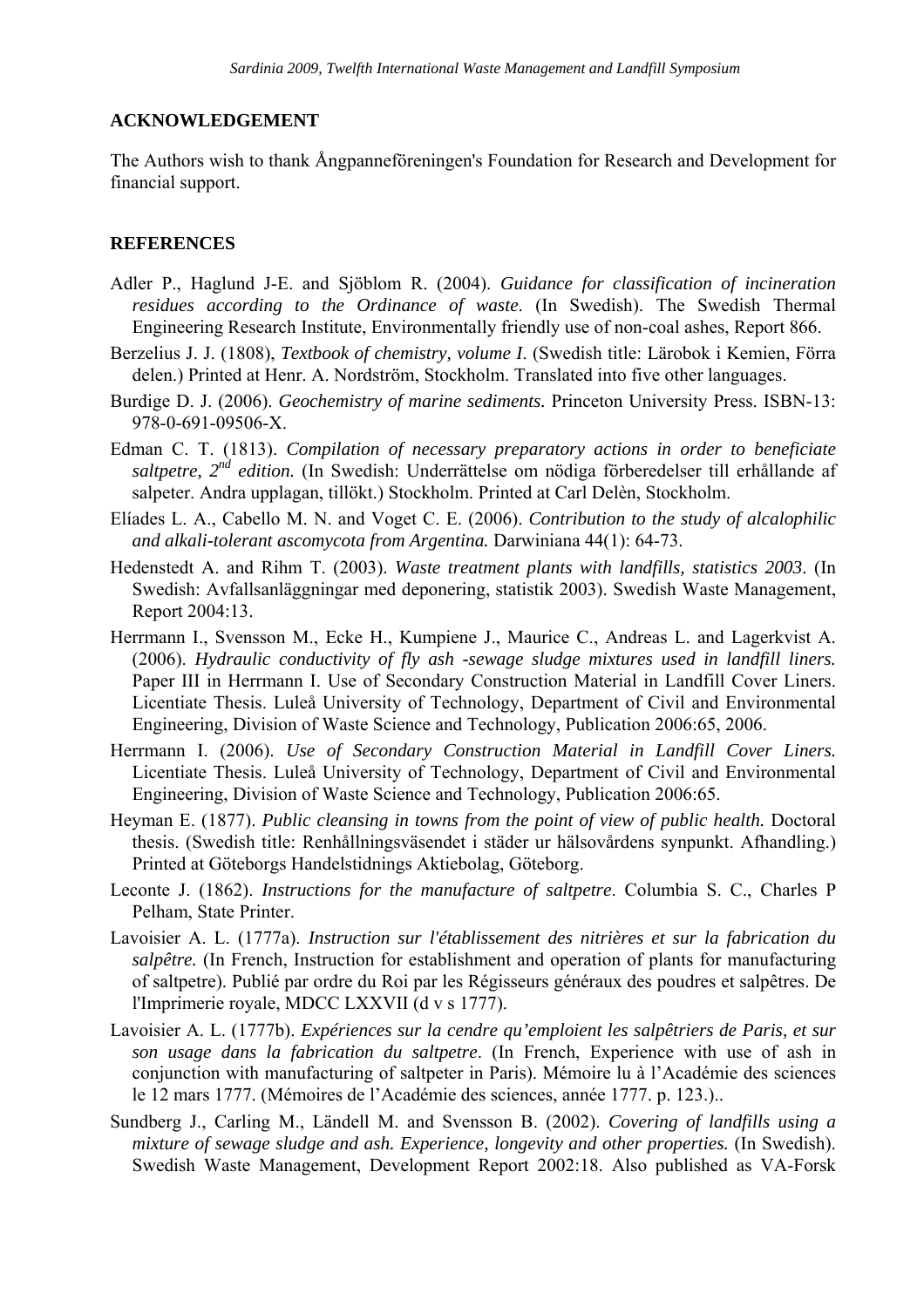## ACKNOWLEDGEMENT

The Authors wish to thank Ångpanneföreningen's Foundation for Research and Development for financial support.

## REFERENCES

Adler P., Haglund J-E. and Sjöblom R. (2004). *Guidance for classification of incineration residues according to the Ordinance of waste*. (In Swedish). The Swedish Thermal Engineering Research Institute, Environmentally friendly use of non-coal ashes, Report 866.

Berzelius J. J. (1808), *Textbook of chemistry, volume I*. (Swedish title: Lärobok i Kemien, Förra delen.) Printed at Henr. A. Nordström, Stockholm. Translated into five other languages.

Burdige D. J. (2006). *Geochemistry of marine sediments.* Princeton University Press. ISBN-13: 978-0-691-09506-X.

Edman C. T. (1813). *Compilation of necessary preparatory actions in order to beneficiate saltpetre, 2nd edition.* (In Swedish: Underrättelse om nödiga förberedelser till erhållande af salpeter. Andra upplagan, tillökt.) Stockholm. Printed at Carl Delèn, Stockholm.

Elíades L. A., Cabello M. N. and Voget C. E. (2006). *Contribution to the study of alcalophilic and alkali-tolerant ascomycota from Argentina.* Darwiniana 44(1): 64-73.

Hedenstedt A. and Rihm T. (2003). *Waste treatment plants with landfills, statistics 2003*. (In Swedish: Avfallsanläggningar med deponering, statistik 2003). Swedish Waste Management, Report 2004:13.

Herrmann I., Svensson M., Ecke H., Kumpiene J., Maurice C., Andreas L. and Lagerkvist A. (2006). *Hydraulic conductivity of fly ash -sewage sludge mixtures used in landfill liners.* Paper III in Herrmann I. Use of Secondary Construction Material in Landfill Cover Liners. Licentiate Thesis. Luleå University of Technology, Department of Civil and Environmental Engineering, Division of Waste Science and Technology, Publication 2006:65, 2006.

Herrmann I. (2006). *Use of Secondary Construction Material in Landfill Cover Liners.* Licentiate Thesis. Luleå University of Technology, Department of Civil and Environmental Engineering, Division of Waste Science and Technology, Publication 2006:65.

Heyman E. (1877). *Public cleansing in towns from the point of view of public health.* Doctoral thesis. (Swedish title: Renhållningsväsendet i städer ur hälsovårdens synpunkt. Afhandling.) Printed at Göteborgs Handelstidnings Aktiebolag, Göteborg.

Leconte J. (1862). *Instructions for the manufacture of saltpetre*. Columbia S. C., Charles P Pelham, State Printer.

Lavoisier A. L. (1777a). *Instruction sur l'établissement des nitrières et sur la fabrication du salpêtre.* (In French, Instruction for establishment and operation of plants for manufacturing of saltpetre). Publié par ordre du Roi par les Régisseurs généraux des poudres et salpêtres. De l'Imprimerie royale, MDCC LXXVII (d v s 1777).

Lavoisier A. L. (1777b). *Expériences sur la cendre qu'emploient les salpêtriers de Paris, et sur son usage dans la fabrication du saltpetre*. (In French, Experience with use of ash in conjunction with manufacturing of saltpeter in Paris). Mémoire lu à l'Académie des sciences le 12 mars 1777. (Mémoires de l'Académie des sciences, année 1777. p. 123.)..

Sundberg J., Carling M., Ländell M. and Svensson B. (2002). *Covering of landfills using a mixture of sewage sludge and ash. Experience, longevity and other properties.* (In Swedish). Swedish Waste Management, Development Report 2002:18. Also published as VA-Forsk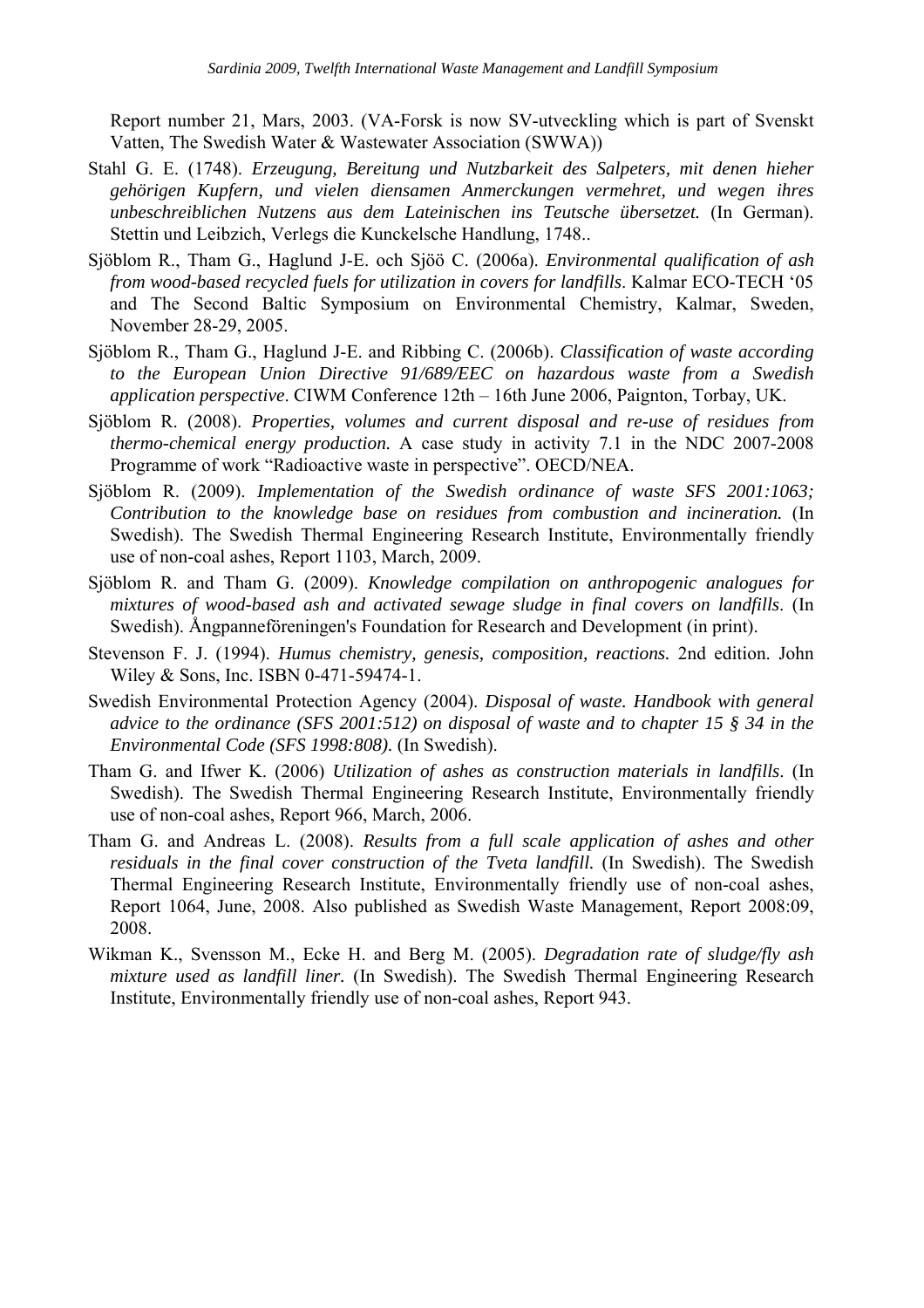Report number 21, Mars, 2003. (VA-Forsk is now SV-utveckling which is part of Svenskt Vatten, The Swedish Water & Wastewater Association (SWWA))

Stahl G. E. (1748). *Erzeugung, Bereitung und Nutzbarkeit des Salpeters, mit denen hieher gehörigen Kupfern, und vielen diensamen Anmerckungen vermehret, und wegen ihres unbeschreiblichen Nutzens aus dem Lateinischen ins Teutsche übersetzet.* (In German). Stettin und Leibzich, Verlegs die Kunckelsche Handlung, 1748..

Sjöblom R., Tham G., Haglund J-E. och Sjöö C. (2006a). *Environmental qualification of ash from wood-based recycled fuels for utilization in covers for landfills*. Kalmar ECO-TECH '05 and The Second Baltic Symposium on Environmental Chemistry, Kalmar, Sweden, November 28-29, 2005.

Sjöblom R., Tham G., Haglund J-E. and Ribbing C. (2006b). *Classification of waste according to the European Union Directive 91/689/EEC on hazardous waste from a Swedish application perspective*. CIWM Conference 12th – 16th June 2006, Paignton, Torbay, UK.

Sjöblom R. (2008). *Properties, volumes and current disposal and re-use of residues from thermo-chemical energy production.* A case study in activity 7.1 in the NDC 2007-2008 Programme of work "Radioactive waste in perspective". OECD/NEA.

Sjöblom R. (2009). *Implementation of the Swedish ordinance of waste SFS 2001:1063; Contribution to the knowledge base on residues from combustion and incineration.* (In Swedish). The Swedish Thermal Engineering Research Institute, Environmentally friendly use of non-coal ashes, Report 1103, March, 2009.

Sjöblom R. and Tham G. (2009). *Knowledge compilation on anthropogenic analogues for mixtures of wood-based ash and activated sewage sludge in final covers on landfills*. (In Swedish). Ångpanneföreningen's Foundation for Research and Development (in print).

Stevenson F. J. (1994). *Humus chemistry, genesis, composition, reactions.* 2nd edition. John Wiley & Sons, Inc. ISBN 0-471-59474-1.

Swedish Environmental Protection Agency (2004). *Disposal of waste. Handbook with general advice to the ordinance (SFS 2001:512) on disposal of waste and to chapter 15 § 34 in the Environmental Code (SFS 1998:808).* (In Swedish).

Tham G. and Ifwer K. (2006) *Utilization of ashes as construction materials in landfills*. (In Swedish). The Swedish Thermal Engineering Research Institute, Environmentally friendly use of non-coal ashes, Report 966, March, 2006.

Tham G. and Andreas L. (2008). *Results from a full scale application of ashes and other residuals in the final cover construction of the Tveta landfill.* (In Swedish). The Swedish Thermal Engineering Research Institute, Environmentally friendly use of non-coal ashes, Report 1064, June, 2008. Also published as Swedish Waste Management, Report 2008:09, 2008.

Wikman K., Svensson M., Ecke H. and Berg M. (2005). *Degradation rate of sludge/fly ash mixture used as landfill liner.* (In Swedish). The Swedish Thermal Engineering Research Institute, Environmentally friendly use of non-coal ashes, Report 943.